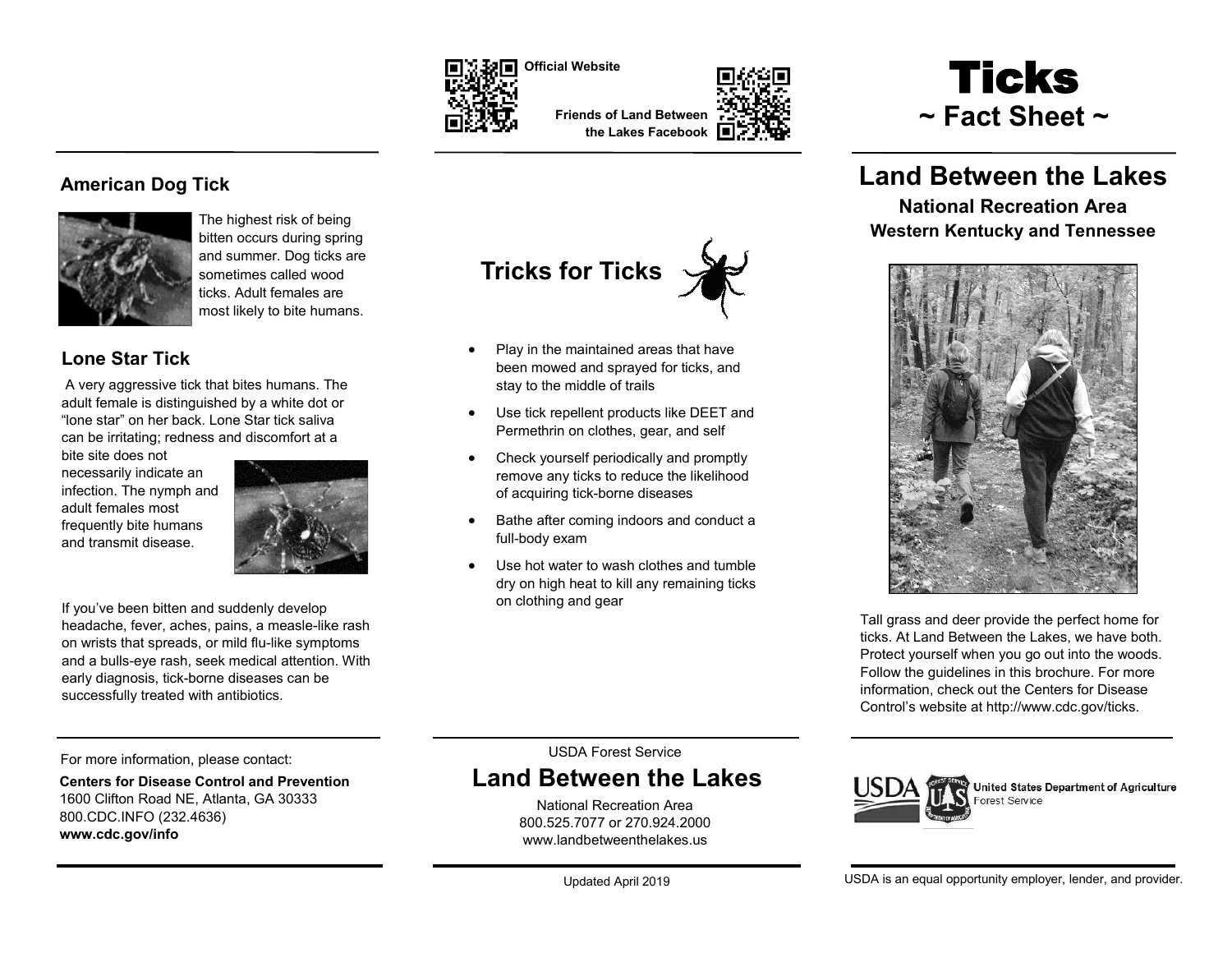# Ticks

## ~ Fact Sheet ~

## Land Between the Lakes

### National Recreation Area

### Western Kentucky and Tennessee

Tall grass and deer provide the perfect home for ticks. At Land Between the Lakes, we have both. Protect yourself when you go out into the woods. Follow the guidelines in this brochure. For more information, check out the Centers for Disease Control's website at http://www.cdc.gov/ticks.

United States Department of Agriculture
Forest Service

USDA is an equal opportunity employer, lender, and provider.

### American Dog Tick

The highest risk of being bitten occurs during spring and summer. Dog ticks are sometimes called wood ticks. Adult females are most likely to bite humans.

### Lone Star Tick

A very aggressive tick that bites humans. The adult female is distinguished by a white dot or "lone star" on her back. Lone Star tick saliva can be irritating; redness and discomfort at a bite site does not necessarily indicate an infection. The nymph and adult females most frequently bite humans and transmit disease.

If you've been bitten and suddenly develop headache, fever, aches, pains, a measle-like rash on wrists that spreads, or mild flu-like symptoms and a bulls-eye rash, seek medical attention. With early diagnosis, tick-borne diseases can be successfully treated with antibiotics.

For more information, please contact:

**Centers for Disease Control and Prevention**
1600 Clifton Road NE, Atlanta, GA 30333
800.CDC.INFO (232.4636)
**www.cdc.gov/info**

**Official Website**

**Friends of Land Between the Lakes Facebook**

## Tricks for Ticks

- Play in the maintained areas that have been mowed and sprayed for ticks, and stay to the middle of trails
- Use tick repellent products like DEET and Permethrin on clothes, gear, and self
- Check yourself periodically and promptly remove any ticks to reduce the likelihood of acquiring tick-borne diseases
- Bathe after coming indoors and conduct a full-body exam
- Use hot water to wash clothes and tumble dry on high heat to kill any remaining ticks on clothing and gear

USDA Forest Service

## Land Between the Lakes

National Recreation Area
800.525.7077 or 270.924.2000
www.landbetweenthelakes.us

Updated April 2019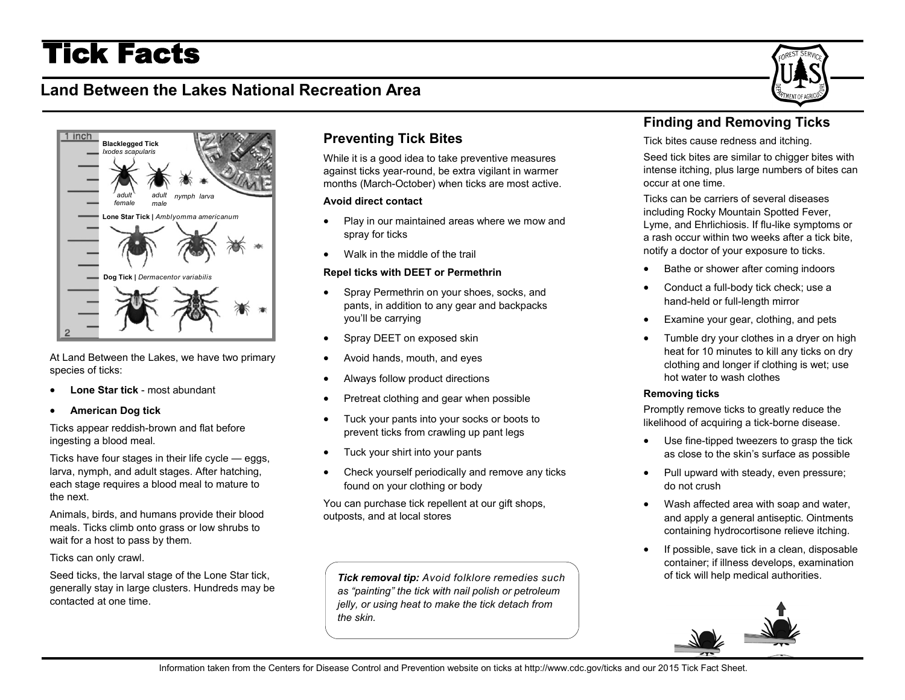# Tick Facts

## Land Between the Lakes National Recreation Area

1 inch

**Blacklegged Tick**
*Ixodes scapularis*

*adult female* *adult male* *nymph* *larva*

**Lone Star Tick** | *Amblyomma americanum*

**Dog Tick** | *Dermacentor variabilis*

2

At Land Between the Lakes, we have two primary species of ticks:

- **Lone Star tick** - most abundant
- **American Dog tick**

Ticks appear reddish-brown and flat before ingesting a blood meal.

Ticks have four stages in their life cycle — eggs, larva, nymph, and adult stages. After hatching, each stage requires a blood meal to mature to the next.

Animals, birds, and humans provide their blood meals. Ticks climb onto grass or low shrubs to wait for a host to pass by them.

Ticks can only crawl.

Seed ticks, the larval stage of the Lone Star tick, generally stay in large clusters. Hundreds may be contacted at one time.

### Preventing Tick Bites

While it is a good idea to take preventive measures against ticks year-round, be extra vigilant in warmer months (March-October) when ticks are most active.

**Avoid direct contact**

- Play in our maintained areas where we mow and spray for ticks
- Walk in the middle of the trail

**Repel ticks with DEET or Permethrin**

- Spray Permethrin on your shoes, socks, and pants, in addition to any gear and backpacks you'll be carrying
- Spray DEET on exposed skin
- Avoid hands, mouth, and eyes
- Always follow product directions
- Pretreat clothing and gear when possible
- Tuck your pants into your socks or boots to prevent ticks from crawling up pant legs
- Tuck your shirt into your pants
- Check yourself periodically and remove any ticks found on your clothing or body

You can purchase tick repellent at our gift shops, outposts, and at local stores

***Tick removal tip:*** *Avoid folklore remedies such as "painting" the tick with nail polish or petroleum jelly, or using heat to make the tick detach from the skin.*

### Finding and Removing Ticks

Tick bites cause redness and itching.

Seed tick bites are similar to chigger bites with intense itching, plus large numbers of bites can occur at one time.

Ticks can be carriers of several diseases including Rocky Mountain Spotted Fever, Lyme, and Ehrlichiosis. If flu-like symptoms or a rash occur within two weeks after a tick bite, notify a doctor of your exposure to ticks.

- Bathe or shower after coming indoors
- Conduct a full-body tick check; use a hand-held or full-length mirror
- Examine your gear, clothing, and pets
- Tumble dry your clothes in a dryer on high heat for 10 minutes to kill any ticks on dry clothing and longer if clothing is wet; use hot water to wash clothes

**Removing ticks**

Promptly remove ticks to greatly reduce the likelihood of acquiring a tick-borne disease.

- Use fine-tipped tweezers to grasp the tick as close to the skin's surface as possible
- Pull upward with steady, even pressure; do not crush
- Wash affected area with soap and water, and apply a general antiseptic. Ointments containing hydrocortisone relieve itching.
- If possible, save tick in a clean, disposable container; if illness develops, examination of tick will help medical authorities.

Information taken from the Centers for Disease Control and Prevention website on ticks at http://www.cdc.gov/ticks and our 2015 Tick Fact Sheet.